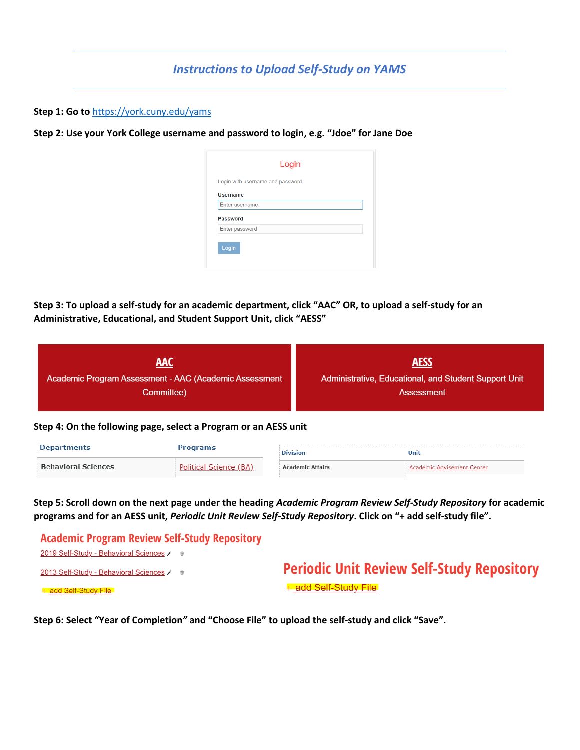# *Instructions to Upload Self-Study on YAMS*

**Step 1: Go to** [https://york.cuny.edu/yams](https://york.cuny.edu/yams)

**Step 2: Use your York College username and password to login, e.g. "Jdoe" for Jane Doe**

Login

Login with username and password

Username

Enter username

Password

Enter password

Login

**Step 3: To upload a self-study for an academic department, click "AAC" OR, to upload a self-study for an Administrative, Educational, and Student Support Unit, click "AESS"**

| **AAC** | **AESS** |
|---|---|
| Academic Program Assessment - AAC (Academic Assessment Committee) | Administrative, Educational, and Student Support Unit Assessment |

**Step 4: On the following page, select a Program or an AESS unit**

| Departments | Programs |
|---|---|
| Behavioral Sciences | Political Science (BA) |

| Division | Unit |
|---|---|
| Academic Affairs | Academic Advisement Center |

**Step 5: Scroll down on the next page under the heading *Academic Program Review Self-Study Repository* for academic programs and for an AESS unit, *Periodic Unit Review Self-Study Repository*. Click on "+ add self-study file".**

**Academic Program Review Self-Study Repository**

2019 Self-Study - Behavioral Sciences

2013 Self-Study - Behavioral Sciences

+ add Self-Study File

**Periodic Unit Review Self-Study Repository**

+ add Self-Study File

**Step 6: Select "Year of Completion*"* and "Choose File" to upload the self-study and click "Save".**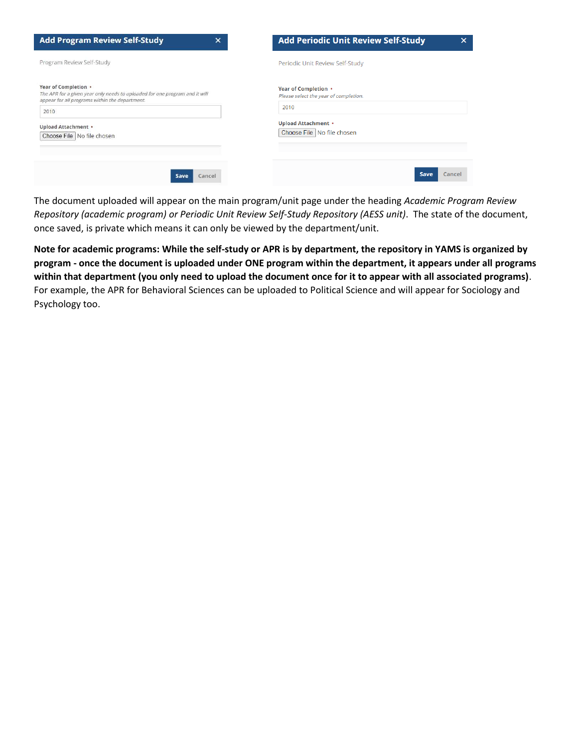**Add Program Review Self-Study** ×

Program Review Self-Study

Year of Completion •
*The APR for a given year only needs to uploaded for one program and it will appear for all programs within the department.*

2010

Upload Attachment •
Choose File No file chosen

Save Cancel

**Add Periodic Unit Review Self-Study** ×

Periodic Unit Review Self-Study

Year of Completion •
*Please select the year of completion.*

2010

Upload Attachment •
Choose File No file chosen

Save Cancel

The document uploaded will appear on the main program/unit page under the heading *Academic Program Review Repository (academic program) or Periodic Unit Review Self-Study Repository (AESS unit)*. The state of the document, once saved, is private which means it can only be viewed by the department/unit.

**Note for academic programs: While the self-study or APR is by department, the repository in YAMS is organized by program - once the document is uploaded under ONE program within the department, it appears under all programs within that department (you only need to upload the document once for it to appear with all associated programs)**. For example, the APR for Behavioral Sciences can be uploaded to Political Science and will appear for Sociology and Psychology too.